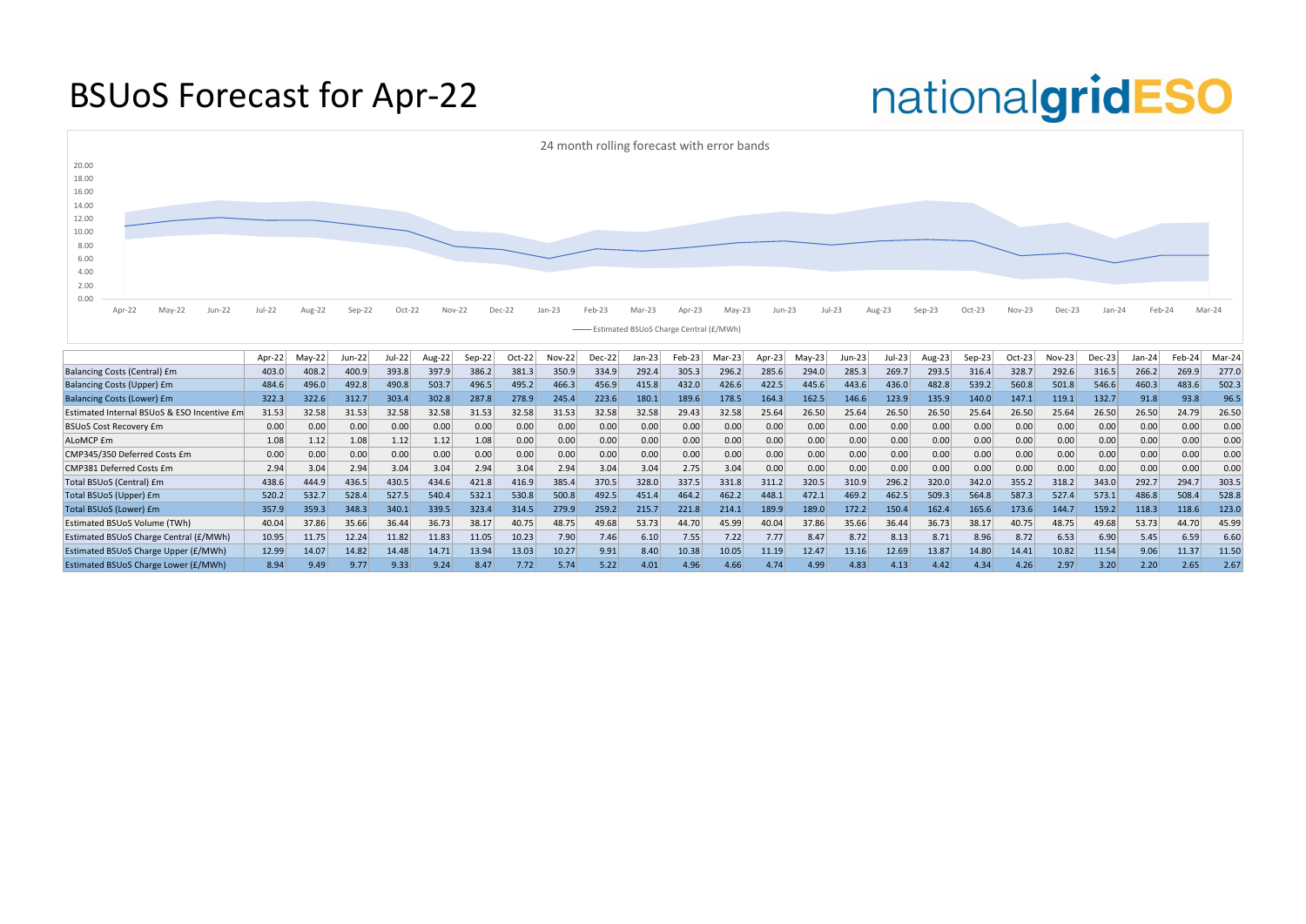# BSUoS Forecast for Apr-22

nationalgridESO

24 month rolling forecast with error bands

— Estimated BSUoS Charge Central (£/MWh)

| | Apr-22 | May-22 | Jun-22 | Jul-22 | Aug-22 | Sep-22 | Oct-22 | Nov-22 | Dec-22 | Jan-23 | Feb-23 | Mar-23 | Apr-23 | May-23 | Jun-23 | Jul-23 | Aug-23 | Sep-23 | Oct-23 | Nov-23 | Dec-23 | Jan-24 | Feb-24 | Mar-24 |
|---|---|---|---|---|---|---|---|---|---|---|---|---|---|---|---|---|---|---|---|---|---|---|---|---|
| Balancing Costs (Central) £m | 403.0 | 408.2 | 400.9 | 393.8 | 397.9 | 386.2 | 381.3 | 350.9 | 334.9 | 292.4 | 305.3 | 296.2 | 285.6 | 294.0 | 285.3 | 269.7 | 293.5 | 316.4 | 328.7 | 292.6 | 316.5 | 266.2 | 269.9 | 277.0 |
| Balancing Costs (Upper) £m | 484.6 | 496.0 | 492.8 | 490.8 | 503.7 | 496.5 | 495.2 | 466.3 | 456.9 | 415.8 | 432.0 | 426.6 | 422.5 | 445.6 | 443.6 | 436.0 | 482.8 | 539.2 | 560.8 | 501.8 | 546.6 | 460.3 | 483.6 | 502.3 |
| Balancing Costs (Lower) £m | 322.3 | 322.6 | 312.7 | 303.4 | 302.8 | 287.8 | 278.9 | 245.4 | 223.6 | 180.1 | 189.6 | 178.5 | 164.3 | 162.5 | 146.6 | 123.9 | 135.9 | 140.0 | 147.1 | 119.1 | 132.7 | 91.8 | 93.8 | 96.5 |
| Estimated Internal BSUoS & ESO Incentive £m | 31.53 | 32.58 | 31.53 | 32.58 | 32.58 | 31.53 | 32.58 | 31.53 | 32.58 | 32.58 | 29.43 | 32.58 | 25.64 | 26.50 | 25.64 | 26.50 | 26.50 | 25.64 | 26.50 | 25.64 | 26.50 | 26.50 | 24.79 | 26.50 |
| BSUoS Cost Recovery £m | 0.00 | 0.00 | 0.00 | 0.00 | 0.00 | 0.00 | 0.00 | 0.00 | 0.00 | 0.00 | 0.00 | 0.00 | 0.00 | 0.00 | 0.00 | 0.00 | 0.00 | 0.00 | 0.00 | 0.00 | 0.00 | 0.00 | 0.00 | 0.00 |
| ALoMCP £m | 1.08 | 1.12 | 1.08 | 1.12 | 1.12 | 1.08 | 0.00 | 0.00 | 0.00 | 0.00 | 0.00 | 0.00 | 0.00 | 0.00 | 0.00 | 0.00 | 0.00 | 0.00 | 0.00 | 0.00 | 0.00 | 0.00 | 0.00 | 0.00 |
| CMP345/350 Deferred Costs £m | 0.00 | 0.00 | 0.00 | 0.00 | 0.00 | 0.00 | 0.00 | 0.00 | 0.00 | 0.00 | 0.00 | 0.00 | 0.00 | 0.00 | 0.00 | 0.00 | 0.00 | 0.00 | 0.00 | 0.00 | 0.00 | 0.00 | 0.00 | 0.00 |
| CMP381 Deferred Costs £m | 2.94 | 3.04 | 2.94 | 3.04 | 3.04 | 2.94 | 3.04 | 2.94 | 3.04 | 3.04 | 2.75 | 3.04 | 0.00 | 0.00 | 0.00 | 0.00 | 0.00 | 0.00 | 0.00 | 0.00 | 0.00 | 0.00 | 0.00 | 0.00 |
| Total BSUoS (Central) £m | 438.6 | 444.9 | 436.5 | 430.5 | 434.6 | 421.8 | 416.9 | 385.4 | 370.5 | 328.0 | 337.5 | 331.8 | 311.2 | 320.5 | 310.9 | 296.2 | 320.0 | 342.0 | 355.2 | 318.2 | 343.0 | 292.7 | 294.7 | 303.5 |
| Total BSUoS (Upper) £m | 520.2 | 532.7 | 528.4 | 527.5 | 540.4 | 532.1 | 530.8 | 500.8 | 492.5 | 451.4 | 464.2 | 462.2 | 448.1 | 472.1 | 469.2 | 462.5 | 509.3 | 564.8 | 587.3 | 527.4 | 573.1 | 486.8 | 508.4 | 528.8 |
| Total BSUoS (Lower) £m | 357.9 | 359.3 | 348.3 | 340.1 | 339.5 | 323.4 | 314.5 | 279.9 | 259.2 | 215.7 | 221.8 | 214.1 | 189.9 | 189.0 | 172.2 | 150.4 | 162.4 | 165.6 | 173.6 | 144.7 | 159.2 | 118.3 | 118.6 | 123.0 |
| Estimated BSUoS Volume (TWh) | 40.04 | 37.86 | 35.66 | 36.44 | 36.73 | 38.17 | 40.75 | 48.75 | 49.68 | 53.73 | 44.70 | 45.99 | 40.04 | 37.86 | 35.66 | 36.44 | 36.73 | 38.17 | 40.75 | 48.75 | 49.68 | 53.73 | 44.70 | 45.99 |
| Estimated BSUoS Charge Central (£/MWh) | 10.95 | 11.75 | 12.24 | 11.82 | 11.83 | 11.05 | 10.23 | 7.90 | 7.46 | 6.10 | 7.55 | 7.22 | 7.77 | 8.47 | 8.72 | 8.13 | 8.71 | 8.96 | 8.72 | 6.53 | 6.90 | 5.45 | 6.59 | 6.60 |
| Estimated BSUoS Charge Upper (£/MWh) | 12.99 | 14.07 | 14.82 | 14.48 | 14.71 | 13.94 | 13.03 | 10.27 | 9.91 | 8.40 | 10.38 | 10.05 | 11.19 | 12.47 | 13.16 | 12.69 | 13.87 | 14.80 | 14.41 | 10.82 | 11.54 | 9.06 | 11.37 | 11.50 |
| Estimated BSUoS Charge Lower (£/MWh) | 8.94 | 9.49 | 9.77 | 9.33 | 9.24 | 8.47 | 7.72 | 5.74 | 5.22 | 4.01 | 4.96 | 4.66 | 4.74 | 4.99 | 4.83 | 4.13 | 4.42 | 4.34 | 4.26 | 2.97 | 3.20 | 2.20 | 2.65 | 2.67 |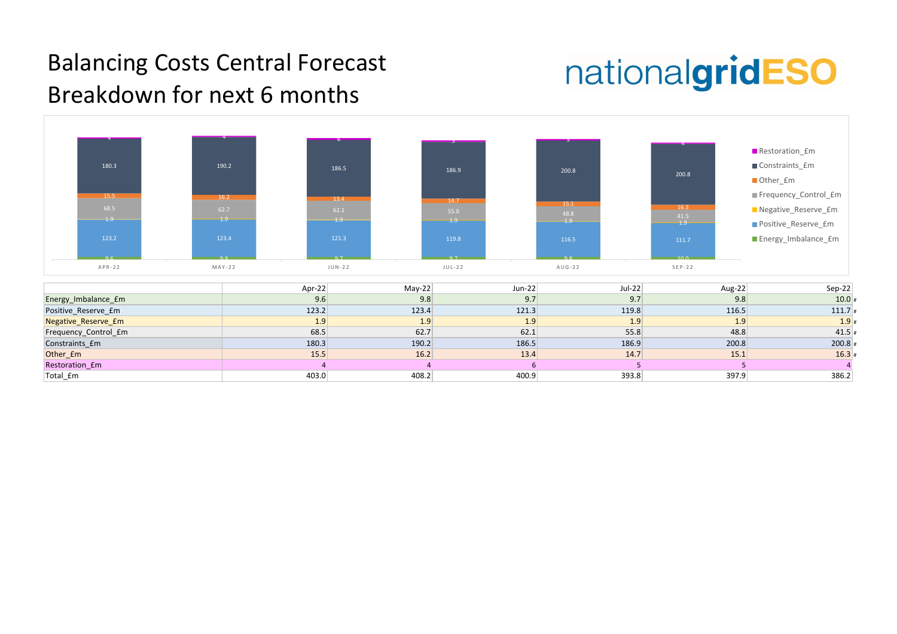# Balancing Costs Central Forecast
# Breakdown for next 6 months

nationalgridESO

|  | Apr-22 | May-22 | Jun-22 | Jul-22 | Aug-22 | Sep-22 |
|---|---|---|---|---|---|---|
| Energy_Imbalance_£m | 9.6 | 9.8 | 9.7 | 9.7 | 9.8 | 10.0 |
| Positive_Reserve_£m | 123.2 | 123.4 | 121.3 | 119.8 | 116.5 | 111.7 |
| Negative_Reserve_£m | 1.9 | 1.9 | 1.9 | 1.9 | 1.9 | 1.9 |
| Frequency_Control_£m | 68.5 | 62.7 | 62.1 | 55.8 | 48.8 | 41.5 |
| Constraints_£m | 180.3 | 190.2 | 186.5 | 186.9 | 200.8 | 200.8 |
| Other_£m | 15.5 | 16.2 | 13.4 | 14.7 | 15.1 | 16.3 |
| Restoration_£m | 4 | 4 | 6 | 5 | 5 | 4 |
| Total_£m | 403.0 | 408.2 | 400.9 | 393.8 | 397.9 | 386.2 |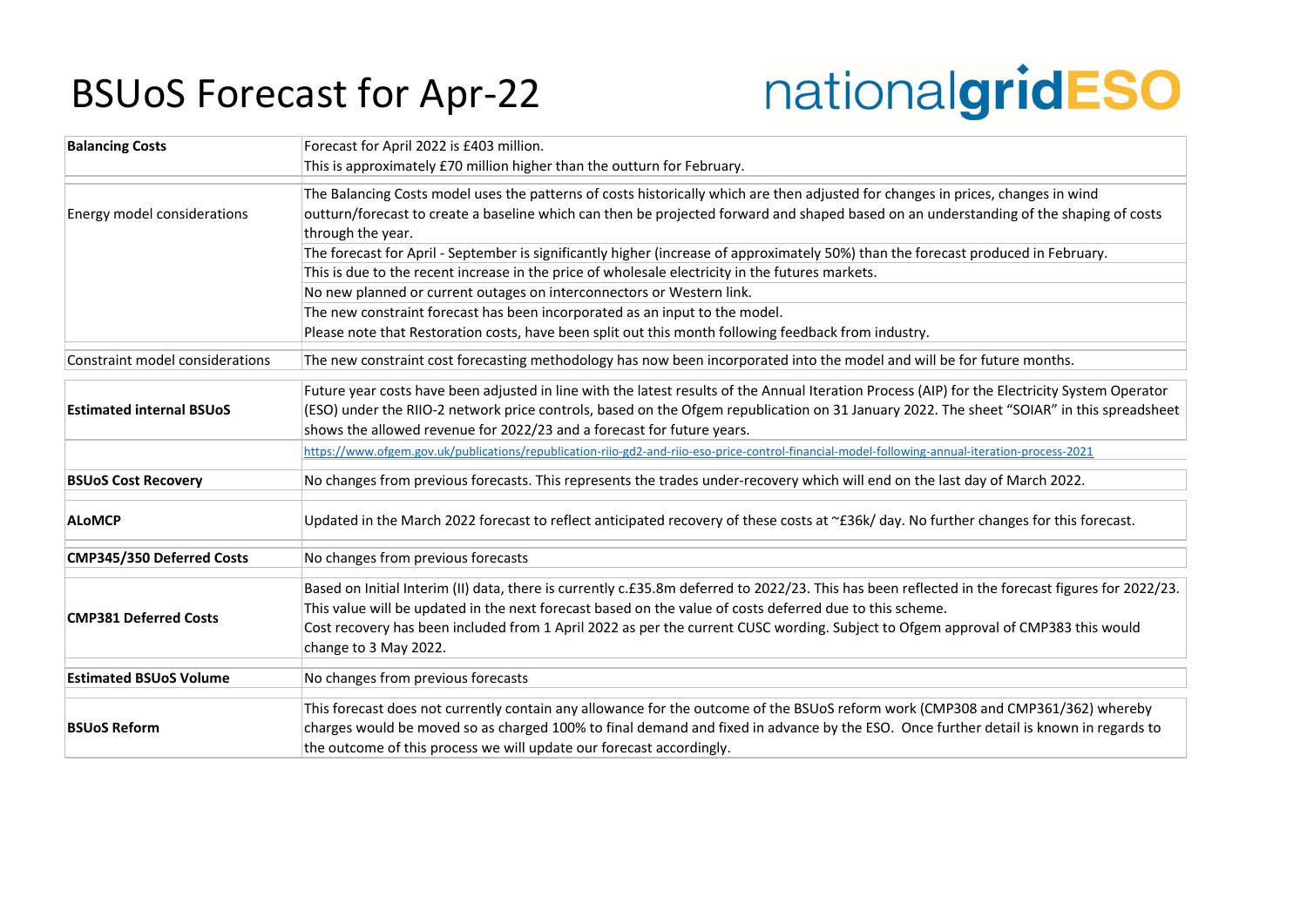# BSUoS Forecast for Apr-22

nationalgridESO

| | |
|---|---|
| **Balancing Costs** | Forecast for April 2022 is £403 million.<br>This is approximately £70 million higher than the outturn for February. |
| Energy model considerations | The Balancing Costs model uses the patterns of costs historically which are then adjusted for changes in prices, changes in wind outturn/forecast to create a baseline which can then be projected forward and shaped based on an understanding of the shaping of costs through the year.<br>The forecast for April - September is significantly higher (increase of approximately 50%) than the forecast produced in February.<br>This is due to the recent increase in the price of wholesale electricity in the futures markets.<br>No new planned or current outages on interconnectors or Western link.<br>The new constraint forecast has been incorporated as an input to the model.<br>Please note that Restoration costs, have been split out this month following feedback from industry. |
| Constraint model considerations | The new constraint cost forecasting methodology has now been incorporated into the model and will be for future months. |
| **Estimated internal BSUoS** | Future year costs have been adjusted in line with the latest results of the Annual Iteration Process (AIP) for the Electricity System Operator (ESO) under the RIIO-2 network price controls, based on the Ofgem republication on 31 January 2022. The sheet "SOIAR" in this spreadsheet shows the allowed revenue for 2022/23 and a forecast for future years.<br>https://www.ofgem.gov.uk/publications/republication-riio-gd2-and-riio-eso-price-control-financial-model-following-annual-iteration-process-2021 |
| **BSUoS Cost Recovery** | No changes from previous forecasts. This represents the trades under-recovery which will end on the last day of March 2022. |
| **ALoMCP** | Updated in the March 2022 forecast to reflect anticipated recovery of these costs at ~£36k/ day. No further changes for this forecast. |
| **CMP345/350 Deferred Costs** | No changes from previous forecasts |
| **CMP381 Deferred Costs** | Based on Initial Interim (II) data, there is currently c.£35.8m deferred to 2022/23. This has been reflected in the forecast figures for 2022/23. This value will be updated in the next forecast based on the value of costs deferred due to this scheme.<br>Cost recovery has been included from 1 April 2022 as per the current CUSC wording. Subject to Ofgem approval of CMP383 this would change to 3 May 2022. |
| **Estimated BSUoS Volume** | No changes from previous forecasts |
| **BSUoS Reform** | This forecast does not currently contain any allowance for the outcome of the BSUoS reform work (CMP308 and CMP361/362) whereby charges would be moved so as charged 100% to final demand and fixed in advance by the ESO. Once further detail is known in regards to the outcome of this process we will update our forecast accordingly. |